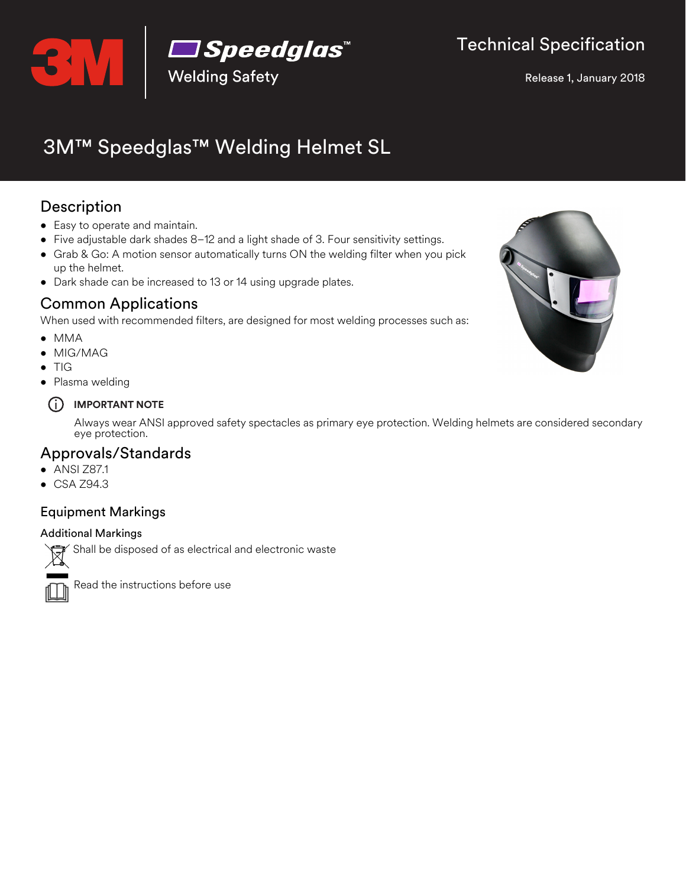3M | Speedglas™ Welding Safety

Technical Specification

Release 1, January 2018

# 3M™ Speedglas™ Welding Helmet SL

## Description

- Easy to operate and maintain.
- Five adjustable dark shades 8–12 and a light shade of 3. Four sensitivity settings.
- Grab & Go: A motion sensor automatically turns ON the welding filter when you pick up the helmet.
- Dark shade can be increased to 13 or 14 using upgrade plates.

## Common Applications

When used with recommended filters, are designed for most welding processes such as:

- MMA
- MIG/MAG
- TIG
- Plasma welding

**IMPORTANT NOTE**

Always wear ANSI approved safety spectacles as primary eye protection. Welding helmets are considered secondary eye protection.

## Approvals/Standards

- ANSI Z87.1
- CSA Z94.3

## Equipment Markings

### Additional Markings

Shall be disposed of as electrical and electronic waste

Read the instructions before use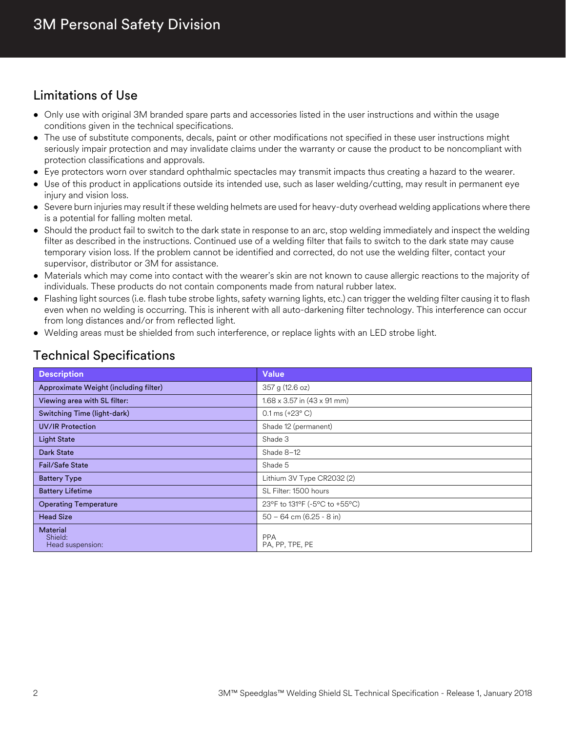## Limitations of Use

- Only use with original 3M branded spare parts and accessories listed in the user instructions and within the usage conditions given in the technical specifications.
- The use of substitute components, decals, paint or other modifications not specified in these user instructions might seriously impair protection and may invalidate claims under the warranty or cause the product to be noncompliant with protection classifications and approvals.
- Eye protectors worn over standard ophthalmic spectacles may transmit impacts thus creating a hazard to the wearer.
- Use of this product in applications outside its intended use, such as laser welding/cutting, may result in permanent eye injury and vision loss.
- Severe burn injuries may result if these welding helmets are used for heavy-duty overhead welding applications where there is a potential for falling molten metal.
- Should the product fail to switch to the dark state in response to an arc, stop welding immediately and inspect the welding filter as described in the instructions. Continued use of a welding filter that fails to switch to the dark state may cause temporary vision loss. If the problem cannot be identified and corrected, do not use the welding filter, contact your supervisor, distributor or 3M for assistance.
- Materials which may come into contact with the wearer's skin are not known to cause allergic reactions to the majority of individuals. These products do not contain components made from natural rubber latex.
- Flashing light sources (i.e. flash tube strobe lights, safety warning lights, etc.) can trigger the welding filter causing it to flash even when no welding is occurring. This is inherent with all auto-darkening filter technology. This interference can occur from long distances and/or from reflected light.
- Welding areas must be shielded from such interference, or replace lights with an LED strobe light.

## Technical Specifications

| Description | Value |
|---|---|
| Approximate Weight (including filter) | 357 g (12.6 oz) |
| Viewing area with SL filter: | 1.68 x 3.57 in (43 x 91 mm) |
| Switching Time (light-dark) | 0.1 ms (+23° C) |
| UV/IR Protection | Shade 12 (permanent) |
| Light State | Shade 3 |
| Dark State | Shade 8–12 |
| Fail/Safe State | Shade 5 |
| Battery Type | Lithium 3V Type CR2032 (2) |
| Battery Lifetime | SL Filter: 1500 hours |
| Operating Temperature | 23°F to 131°F (-5°C to +55°C) |
| Head Size | 50 – 64 cm (6.25 - 8 in) |
| Material<br>Shield:<br>Head suspension: | <br>PPA<br>PA, PP, TPE, PE |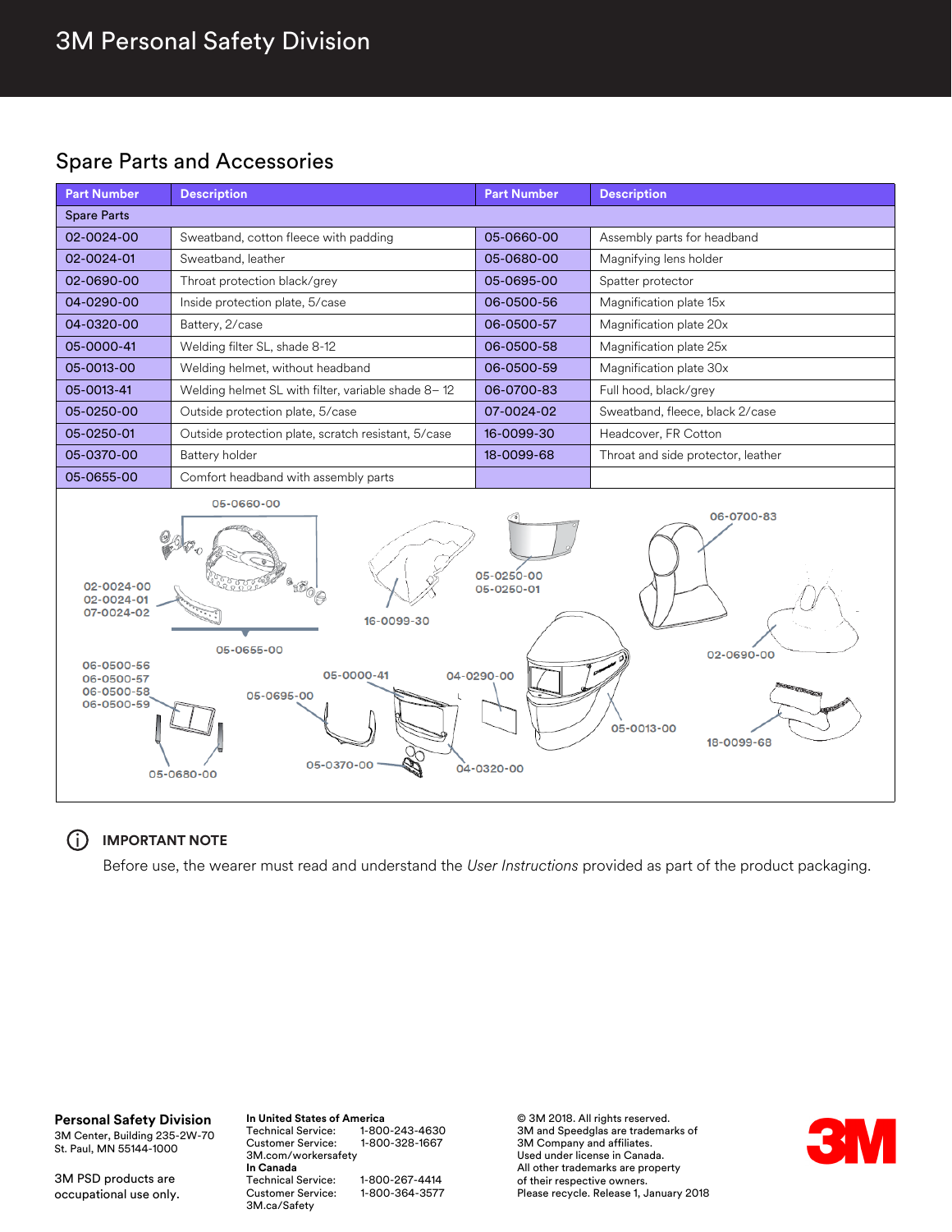## Spare Parts and Accessories

| Part Number | Description | Part Number | Description |
|---|---|---|---|
| Spare Parts | | | |
| 02-0024-00 | Sweatband, cotton fleece with padding | 05-0660-00 | Assembly parts for headband |
| 02-0024-01 | Sweatband, leather | 05-0680-00 | Magnifying lens holder |
| 02-0690-00 | Throat protection black/grey | 05-0695-00 | Spatter protector |
| 04-0290-00 | Inside protection plate, 5/case | 06-0500-56 | Magnification plate 15x |
| 04-0320-00 | Battery, 2/case | 06-0500-57 | Magnification plate 20x |
| 05-0000-41 | Welding filter SL, shade 8-12 | 06-0500-58 | Magnification plate 25x |
| 05-0013-00 | Welding helmet, without headband | 06-0500-59 | Magnification plate 30x |
| 05-0013-41 | Welding helmet SL with filter, variable shade 8– 12 | 06-0700-83 | Full hood, black/grey |
| 05-0250-00 | Outside protection plate, 5/case | 07-0024-02 | Sweatband, fleece, black 2/case |
| 05-0250-01 | Outside protection plate, scratch resistant, 5/case | 16-0099-30 | Headcover, FR Cotton |
| 05-0370-00 | Battery holder | 18-0099-68 | Throat and side protector, leather |
| 05-0655-00 | Comfort headband with assembly parts | | |

05-0660-00
02-0024-00
02-0024-01
07-0024-02
05-0655-00
16-0099-30
05-0250-00
05-0250-01
06-0700-83
02-0690-00
06-0500-56
06-0500-57
06-0500-58
06-0500-59
05-0680-00
05-0695-00
05-0000-41
04-0290-00
05-0370-00
04-0320-00
05-0013-00
18-0099-68

**IMPORTANT NOTE**

Before use, the wearer must read and understand the *User Instructions* provided as part of the product packaging.

**Personal Safety Division**
3M Center, Building 235-2W-70
St. Paul, MN 55144-1000

3M PSD products are occupational use only.

**In United States of America**
Technical Service: 1-800-243-4630
Customer Service: 1-800-328-1667
3M.com/workersafety

**In Canada**
Technical Service: 1-800-267-4414
Customer Service: 1-800-364-3577
3M.ca/Safety

© 3M 2018. All rights reserved.
3M and Speedglas are trademarks of 3M Company and affiliates.
Used under license in Canada.
All other trademarks are property of their respective owners.
Please recycle. Release 1, January 2018